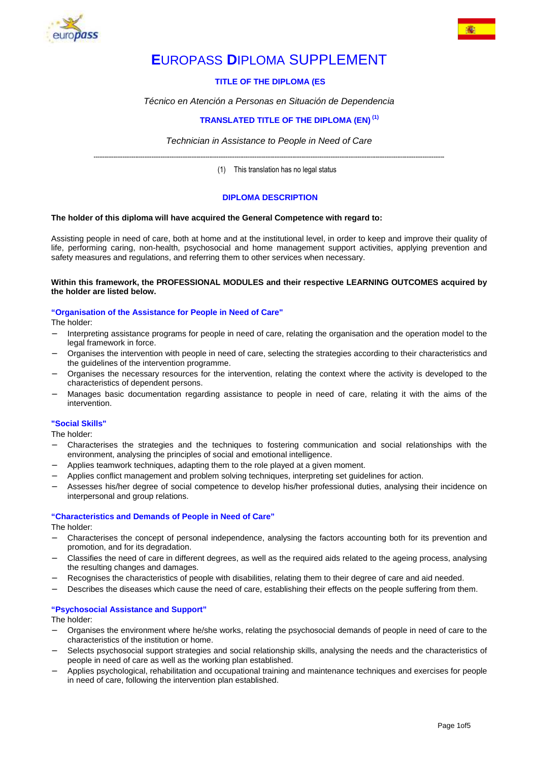# EUROPASS DIPLOMA SUPPLEMENT

**TITLE OF THE DIPLOMA (ES**

*Técnico en Atención a Personas en Situación de Dependencia*

**TRANSLATED TITLE OF THE DIPLOMA (EN)** [(1)]

*Technician in Assistance to People in Need of Care*

---

(1) This translation has no legal status

## DIPLOMA DESCRIPTION

**The holder of this diploma will have acquired the General Competence with regard to:**

Assisting people in need of care, both at home and at the institutional level, in order to keep and improve their quality of life, performing caring, non-health, psychosocial and home management support activities, applying prevention and safety measures and regulations, and referring them to other services when necessary.

**Within this framework, the PROFESSIONAL MODULES and their respective LEARNING OUTCOMES acquired by the holder are listed below.**

### "Organisation of the Assistance for People in Need of Care"

The holder:

- Interpreting assistance programs for people in need of care, relating the organisation and the operation model to the legal framework in force.
- Organises the intervention with people in need of care, selecting the strategies according to their characteristics and the guidelines of the intervention programme.
- Organises the necessary resources for the intervention, relating the context where the activity is developed to the characteristics of dependent persons.
- Manages basic documentation regarding assistance to people in need of care, relating it with the aims of the intervention.

### "Social Skills"

The holder:

- Characterises the strategies and the techniques to fostering communication and social relationships with the environment, analysing the principles of social and emotional intelligence.
- Applies teamwork techniques, adapting them to the role played at a given moment.
- Applies conflict management and problem solving techniques, interpreting set guidelines for action.
- Assesses his/her degree of social competence to develop his/her professional duties, analysing their incidence on interpersonal and group relations.

### "Characteristics and Demands of People in Need of Care"

The holder:

- Characterises the concept of personal independence, analysing the factors accounting both for its prevention and promotion, and for its degradation.
- Classifies the need of care in different degrees, as well as the required aids related to the ageing process, analysing the resulting changes and damages.
- Recognises the characteristics of people with disabilities, relating them to their degree of care and aid needed.
- Describes the diseases which cause the need of care, establishing their effects on the people suffering from them.

### "Psychosocial Assistance and Support"

The holder:

- Organises the environment where he/she works, relating the psychosocial demands of people in need of care to the characteristics of the institution or home.
- Selects psychosocial support strategies and social relationship skills, analysing the needs and the characteristics of people in need of care as well as the working plan established.
- Applies psychological, rehabilitation and occupational training and maintenance techniques and exercises for people in need of care, following the intervention plan established.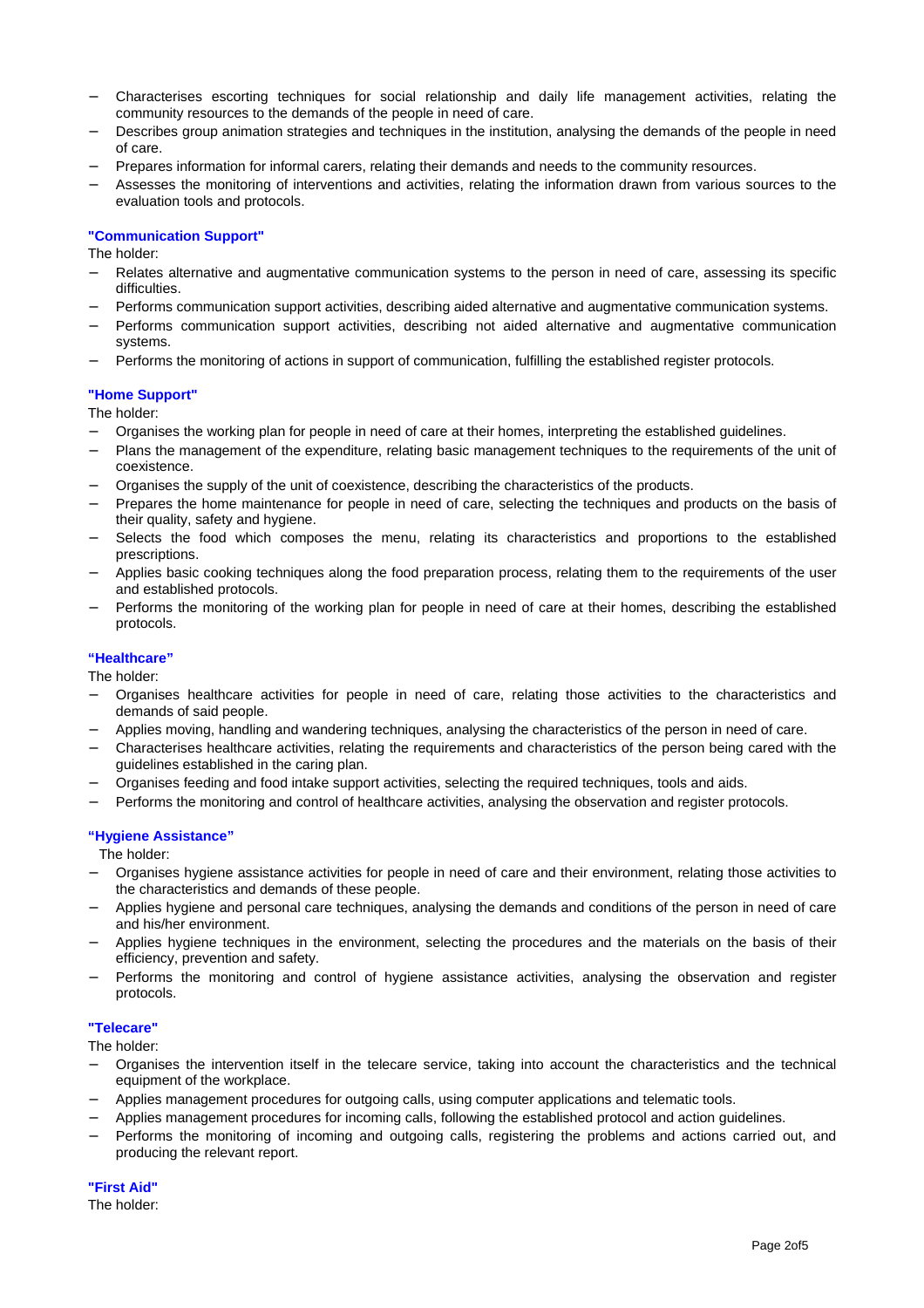- Characterises escorting techniques for social relationship and daily life management activities, relating the community resources to the demands of the people in need of care.
- Describes group animation strategies and techniques in the institution, analysing the demands of the people in need of care.
- Prepares information for informal carers, relating their demands and needs to the community resources.
- Assesses the monitoring of interventions and activities, relating the information drawn from various sources to the evaluation tools and protocols.

**"Communication Support"**

The holder:

- Relates alternative and augmentative communication systems to the person in need of care, assessing its specific difficulties.
- Performs communication support activities, describing aided alternative and augmentative communication systems.
- Performs communication support activities, describing not aided alternative and augmentative communication systems.
- Performs the monitoring of actions in support of communication, fulfilling the established register protocols.

**"Home Support"**

The holder:

- Organises the working plan for people in need of care at their homes, interpreting the established guidelines.
- Plans the management of the expenditure, relating basic management techniques to the requirements of the unit of coexistence.
- Organises the supply of the unit of coexistence, describing the characteristics of the products.
- Prepares the home maintenance for people in need of care, selecting the techniques and products on the basis of their quality, safety and hygiene.
- Selects the food which composes the menu, relating its characteristics and proportions to the established prescriptions.
- Applies basic cooking techniques along the food preparation process, relating them to the requirements of the user and established protocols.
- Performs the monitoring of the working plan for people in need of care at their homes, describing the established protocols.

**"Healthcare"**

The holder:

- Organises healthcare activities for people in need of care, relating those activities to the characteristics and demands of said people.
- Applies moving, handling and wandering techniques, analysing the characteristics of the person in need of care.
- Characterises healthcare activities, relating the requirements and characteristics of the person being cared with the guidelines established in the caring plan.
- Organises feeding and food intake support activities, selecting the required techniques, tools and aids.
- Performs the monitoring and control of healthcare activities, analysing the observation and register protocols.

**"Hygiene Assistance"**

The holder:

- Organises hygiene assistance activities for people in need of care and their environment, relating those activities to the characteristics and demands of these people.
- Applies hygiene and personal care techniques, analysing the demands and conditions of the person in need of care and his/her environment.
- Applies hygiene techniques in the environment, selecting the procedures and the materials on the basis of their efficiency, prevention and safety.
- Performs the monitoring and control of hygiene assistance activities, analysing the observation and register protocols.

**"Telecare"**

The holder:

- Organises the intervention itself in the telecare service, taking into account the characteristics and the technical equipment of the workplace.
- Applies management procedures for outgoing calls, using computer applications and telematic tools.
- Applies management procedures for incoming calls, following the established protocol and action guidelines.
- Performs the monitoring of incoming and outgoing calls, registering the problems and actions carried out, and producing the relevant report.

**"First Aid"**

The holder: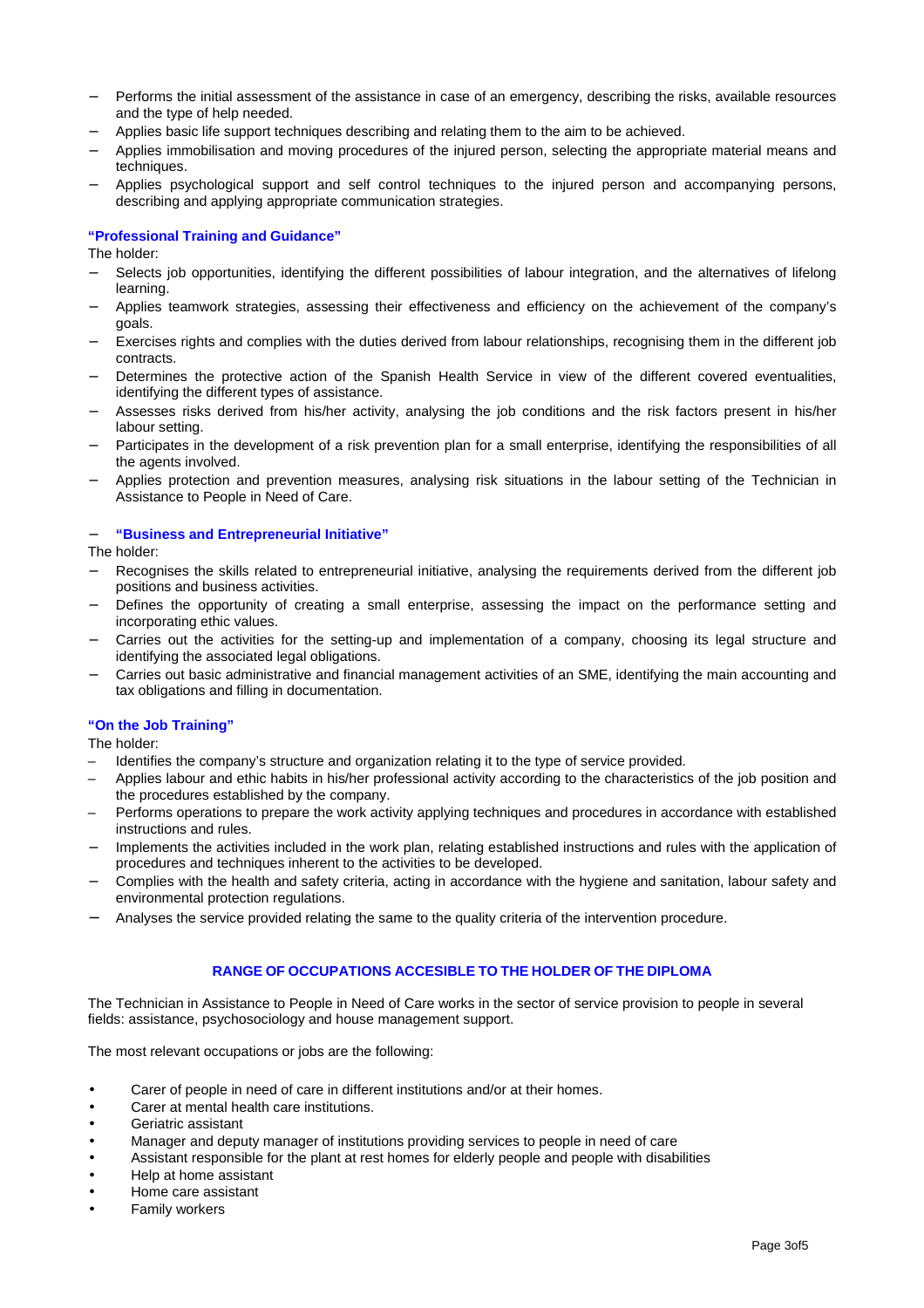- Performs the initial assessment of the assistance in case of an emergency, describing the risks, available resources and the type of help needed.
- Applies basic life support techniques describing and relating them to the aim to be achieved.
- Applies immobilisation and moving procedures of the injured person, selecting the appropriate material means and techniques.
- Applies psychological support and self control techniques to the injured person and accompanying persons, describing and applying appropriate communication strategies.

**"Professional Training and Guidance"**

The holder:

- Selects job opportunities, identifying the different possibilities of labour integration, and the alternatives of lifelong learning.
- Applies teamwork strategies, assessing their effectiveness and efficiency on the achievement of the company's goals.
- Exercises rights and complies with the duties derived from labour relationships, recognising them in the different job contracts.
- Determines the protective action of the Spanish Health Service in view of the different covered eventualities, identifying the different types of assistance.
- Assesses risks derived from his/her activity, analysing the job conditions and the risk factors present in his/her labour setting.
- Participates in the development of a risk prevention plan for a small enterprise, identifying the responsibilities of all the agents involved.
- Applies protection and prevention measures, analysing risk situations in the labour setting of the Technician in Assistance to People in Need of Care.

- **"Business and Entrepreneurial Initiative"**

The holder:

- Recognises the skills related to entrepreneurial initiative, analysing the requirements derived from the different job positions and business activities.
- Defines the opportunity of creating a small enterprise, assessing the impact on the performance setting and incorporating ethic values.
- Carries out the activities for the setting-up and implementation of a company, choosing its legal structure and identifying the associated legal obligations.
- Carries out basic administrative and financial management activities of an SME, identifying the main accounting and tax obligations and filling in documentation.

**"On the Job Training"**

The holder:

- Identifies the company's structure and organization relating it to the type of service provided.
- Applies labour and ethic habits in his/her professional activity according to the characteristics of the job position and the procedures established by the company.
- Performs operations to prepare the work activity applying techniques and procedures in accordance with established instructions and rules.
- Implements the activities included in the work plan, relating established instructions and rules with the application of procedures and techniques inherent to the activities to be developed.
- Complies with the health and safety criteria, acting in accordance with the hygiene and sanitation, labour safety and environmental protection regulations.
- Analyses the service provided relating the same to the quality criteria of the intervention procedure.

## RANGE OF OCCUPATIONS ACCESIBLE TO THE HOLDER OF THE DIPLOMA

The Technician in Assistance to People in Need of Care works in the sector of service provision to people in several fields: assistance, psychosociology and house management support.

The most relevant occupations or jobs are the following:

- Carer of people in need of care in different institutions and/or at their homes.
- Carer at mental health care institutions.
- Geriatric assistant
- Manager and deputy manager of institutions providing services to people in need of care
- Assistant responsible for the plant at rest homes for elderly people and people with disabilities
- Help at home assistant
- Home care assistant
- Family workers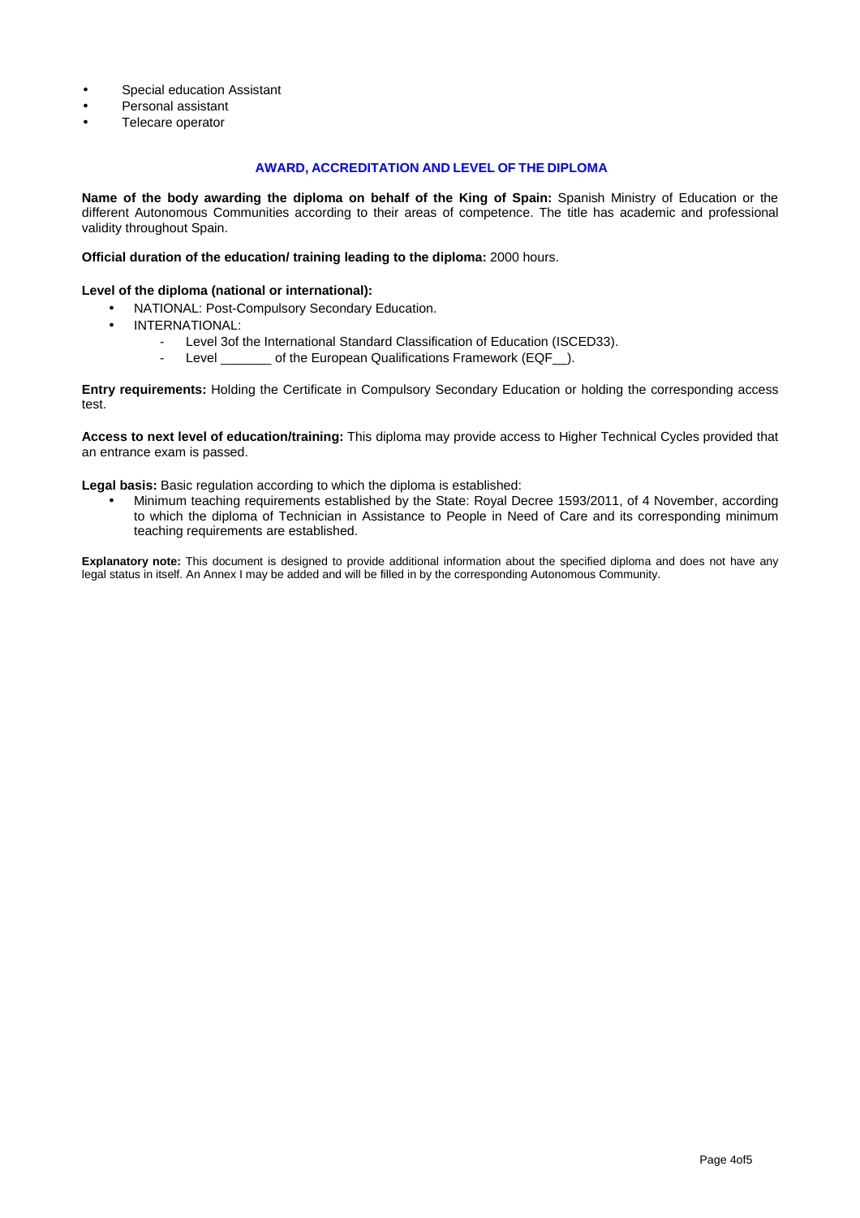- Special education Assistant
- Personal assistant
- Telecare operator

## AWARD, ACCREDITATION AND LEVEL OF THE DIPLOMA

**Name of the body awarding the diploma on behalf of the King of Spain:** Spanish Ministry of Education or the different Autonomous Communities according to their areas of competence. The title has academic and professional validity throughout Spain.

**Official duration of the education/ training leading to the diploma:** 2000 hours.

**Level of the diploma (national or international):**

- NATIONAL: Post-Compulsory Secondary Education.
- INTERNATIONAL:
  - Level 3of the International Standard Classification of Education (ISCED33).
  - Level _______ of the European Qualifications Framework (EQF__).

**Entry requirements:** Holding the Certificate in Compulsory Secondary Education or holding the corresponding access test.

**Access to next level of education/training:** This diploma may provide access to Higher Technical Cycles provided that an entrance exam is passed.

**Legal basis:** Basic regulation according to which the diploma is established:

- Minimum teaching requirements established by the State: Royal Decree 1593/2011, of 4 November, according to which the diploma of Technician in Assistance to People in Need of Care and its corresponding minimum teaching requirements are established.

**Explanatory note:** This document is designed to provide additional information about the specified diploma and does not have any legal status in itself. An Annex I may be added and will be filled in by the corresponding Autonomous Community.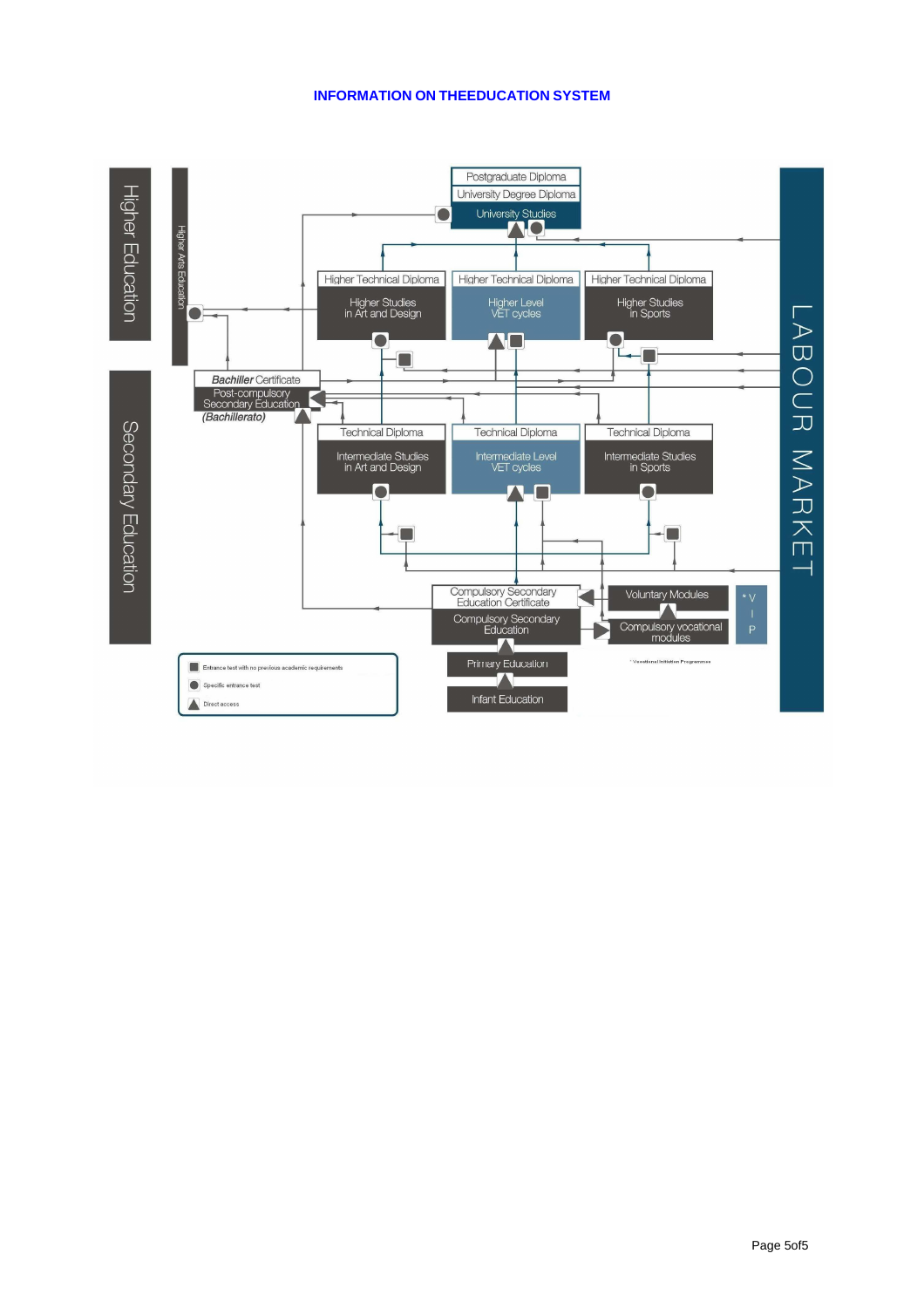# INFORMATION ON THEEDUCATION SYSTEM

Higher Education

Higher Arts Education

Secondary Education

LABOUR MARKET

Postgraduate Diploma

University Degree Diploma

University Studies

Higher Technical Diploma

Higher Studies in Art and Design

Higher Technical Diploma

Higher Level VET cycles

Higher Technical Diploma

Higher Studies in Sports

***Bachiller*** Certificate

Post-compulsory Secondary Education

*(Bachillerato)*

Technical Diploma

Intermediate Studies in Art and Design

Technical Diploma

Intermediate Level VET cycles

Technical Diploma

Intermediate Studies in Sports

Compulsory Secondary Education Certificate

Compulsory Secondary Education

Voluntary Modules

Compulsory vocational modules

*VIP

* Vocational Initiation Programmes

Primary Education

Infant Education

Entrance test with no previous academic requirements

Specific entrance test

Direct access